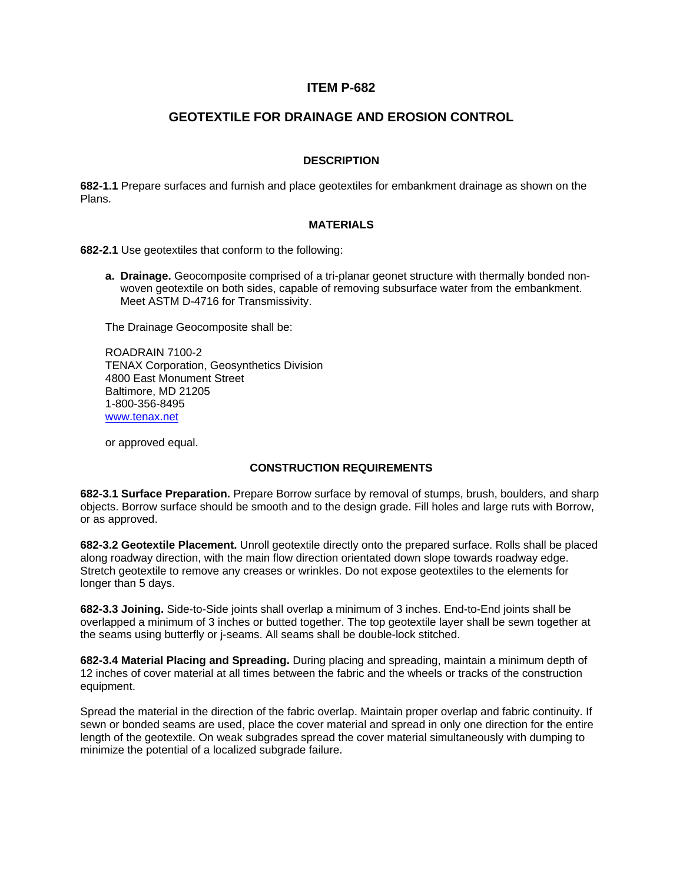# ITEM P-682

## GEOTEXTILE FOR DRAINAGE AND EROSION CONTROL

### DESCRIPTION

**682-1.1** Prepare surfaces and furnish and place geotextiles for embankment drainage as shown on the Plans.

### MATERIALS

**682-2.1** Use geotextiles that conform to the following:

a. **Drainage.** Geocomposite comprised of a tri-planar geonet structure with thermally bonded non-woven geotextile on both sides, capable of removing subsurface water from the embankment. Meet ASTM D-4716 for Transmissivity.

The Drainage Geocomposite shall be:

ROADRAIN 7100-2
TENAX Corporation, Geosynthetics Division
4800 East Monument Street
Baltimore, MD 21205
1-800-356-8495
[www.tenax.net](http://www.tenax.net)

or approved equal.

### CONSTRUCTION REQUIREMENTS

**682-3.1 Surface Preparation.** Prepare Borrow surface by removal of stumps, brush, boulders, and sharp objects. Borrow surface should be smooth and to the design grade. Fill holes and large ruts with Borrow, or as approved.

**682-3.2 Geotextile Placement.** Unroll geotextile directly onto the prepared surface. Rolls shall be placed along roadway direction, with the main flow direction orientated down slope towards roadway edge. Stretch geotextile to remove any creases or wrinkles. Do not expose geotextiles to the elements for longer than 5 days.

**682-3.3 Joining.** Side-to-Side joints shall overlap a minimum of 3 inches. End-to-End joints shall be overlapped a minimum of 3 inches or butted together. The top geotextile layer shall be sewn together at the seams using butterfly or j-seams. All seams shall be double-lock stitched.

**682-3.4 Material Placing and Spreading.** During placing and spreading, maintain a minimum depth of 12 inches of cover material at all times between the fabric and the wheels or tracks of the construction equipment.

Spread the material in the direction of the fabric overlap. Maintain proper overlap and fabric continuity. If sewn or bonded seams are used, place the cover material and spread in only one direction for the entire length of the geotextile. On weak subgrades spread the cover material simultaneously with dumping to minimize the potential of a localized subgrade failure.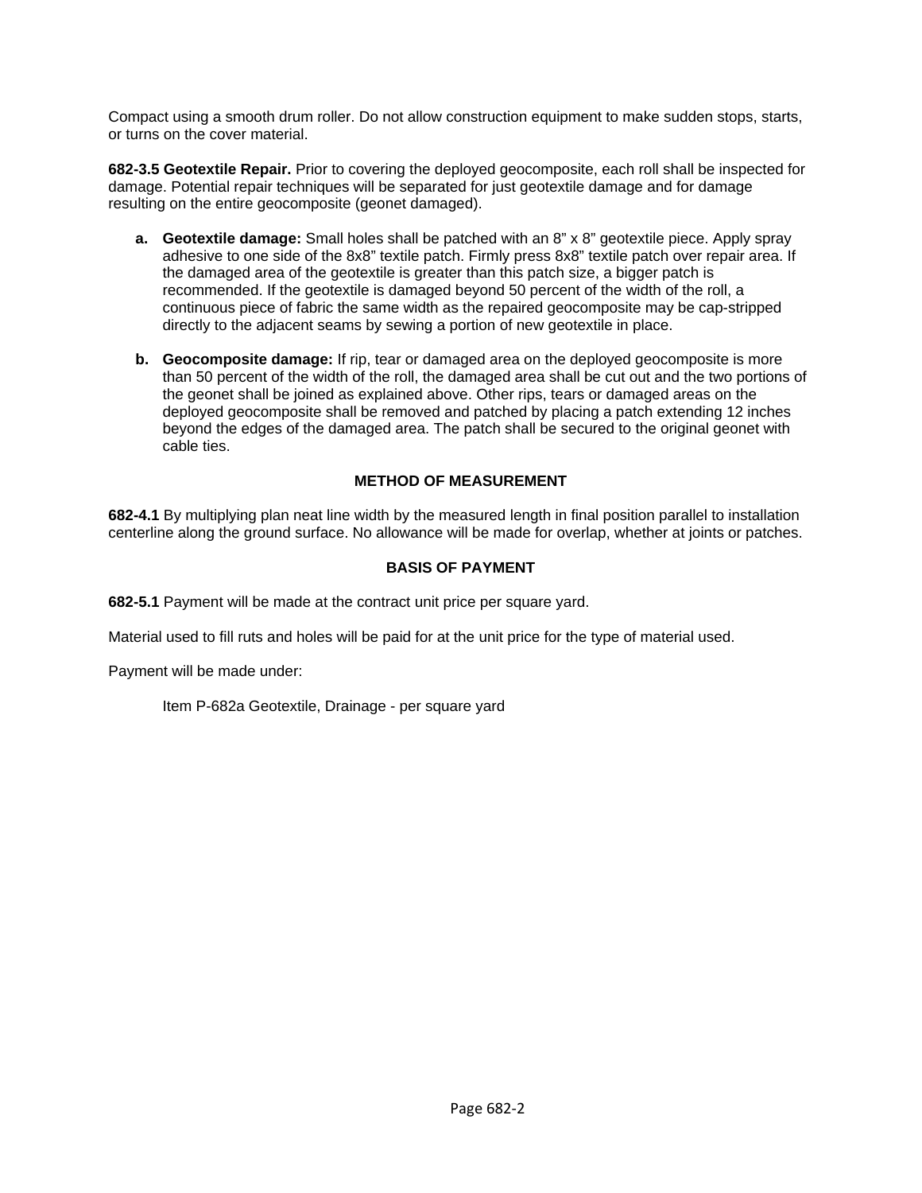Compact using a smooth drum roller. Do not allow construction equipment to make sudden stops, starts, or turns on the cover material.

**682-3.5 Geotextile Repair.** Prior to covering the deployed geocomposite, each roll shall be inspected for damage. Potential repair techniques will be separated for just geotextile damage and for damage resulting on the entire geocomposite (geonet damaged).

- **a. Geotextile damage:** Small holes shall be patched with an 8" x 8" geotextile piece. Apply spray adhesive to one side of the 8x8" textile patch. Firmly press 8x8" textile patch over repair area. If the damaged area of the geotextile is greater than this patch size, a bigger patch is recommended. If the geotextile is damaged beyond 50 percent of the width of the roll, a continuous piece of fabric the same width as the repaired geocomposite may be cap-stripped directly to the adjacent seams by sewing a portion of new geotextile in place.
- **b. Geocomposite damage:** If rip, tear or damaged area on the deployed geocomposite is more than 50 percent of the width of the roll, the damaged area shall be cut out and the two portions of the geonet shall be joined as explained above. Other rips, tears or damaged areas on the deployed geocomposite shall be removed and patched by placing a patch extending 12 inches beyond the edges of the damaged area. The patch shall be secured to the original geonet with cable ties.

## METHOD OF MEASUREMENT

**682-4.1** By multiplying plan neat line width by the measured length in final position parallel to installation centerline along the ground surface. No allowance will be made for overlap, whether at joints or patches.

## BASIS OF PAYMENT

**682-5.1** Payment will be made at the contract unit price per square yard.

Material used to fill ruts and holes will be paid for at the unit price for the type of material used.

Payment will be made under:

Item P-682a Geotextile, Drainage - per square yard